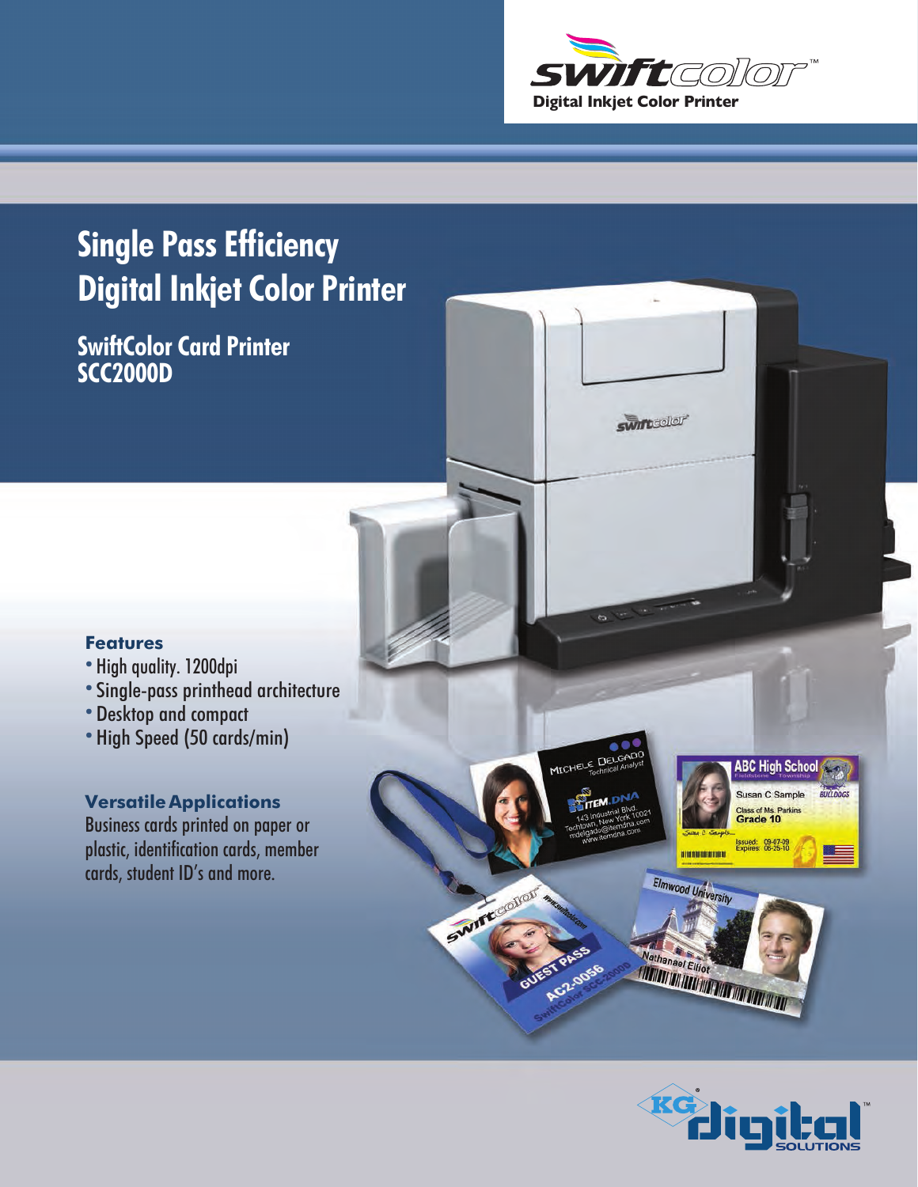swiftcolor™

Digital Inkjet Color Printer

# Single Pass Efficiency Digital Inkjet Color Printer

## SwiftColor Card Printer SCC2000D

### Features

- High quality. 1200dpi
- Single-pass printhead architecture
- Desktop and compact
- High Speed (50 cards/min)

### Versatile Applications

Business cards printed on paper or plastic, identification cards, member cards, student ID's and more.

KG digital SOLUTIONS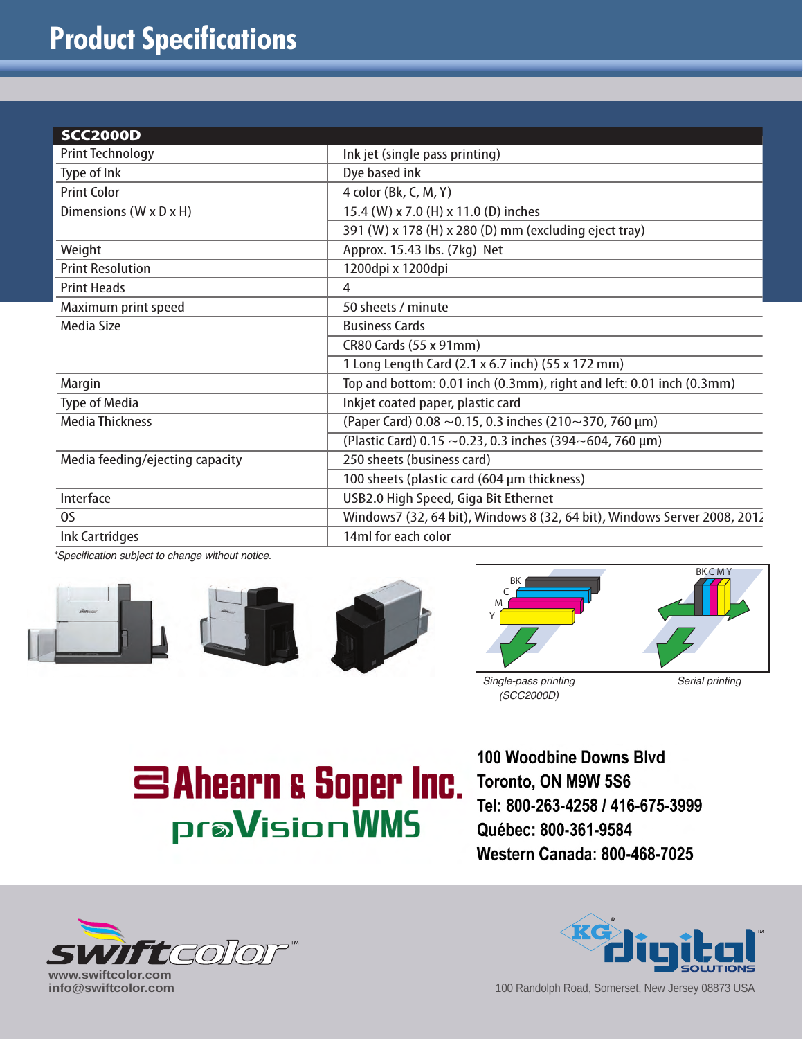# Product Specifications

| SCC2000D | |
|---|---|
| Print Technology | Ink jet (single pass printing) |
| Type of Ink | Dye based ink |
| Print Color | 4 color (Bk, C, M, Y) |
| Dimensions (W x D x H) | 15.4 (W) x 7.0 (H) x 11.0 (D) inches |
| | 391 (W) x 178 (H) x 280 (D) mm (excluding eject tray) |
| Weight | Approx. 15.43 lbs. (7kg) Net |
| Print Resolution | 1200dpi x 1200dpi |
| Print Heads | 4 |
| Maximum print speed | 50 sheets / minute |
| Media Size | Business Cards |
| | CR80 Cards (55 x 91mm) |
| | 1 Long Length Card (2.1 x 6.7 inch) (55 x 172 mm) |
| Margin | Top and bottom: 0.01 inch (0.3mm), right and left: 0.01 inch (0.3mm) |
| Type of Media | Inkjet coated paper, plastic card |
| Media Thickness | (Paper Card) 0.08 ~0.15, 0.3 inches (210~370, 760 µm) |
| | (Plastic Card) 0.15 ~0.23, 0.3 inches (394~604, 760 µm) |
| Media feeding/ejecting capacity | 250 sheets (business card) |
| | 100 sheets (plastic card (604 µm thickness) |
| Interface | USB2.0 High Speed, Giga Bit Ethernet |
| OS | Windows7 (32, 64 bit), Windows 8 (32, 64 bit), Windows Server 2008, 2012 |
| Ink Cartridges | 14ml for each color |

*\*Specification subject to change without notice.*

BK
C
M
Y

BK C M Y

*Single-pass printing (SCC2000D)*

*Serial printing*

**Ahearn & Soper Inc.**
**proVision WMS**

**100 Woodbine Downs Blvd**
**Toronto, ON M9W 5S6**
**Tel: 800-263-4258 / 416-675-3999**
**Québec: 800-361-9584**
**Western Canada: 800-468-7025**

swiftcolor™
www.swiftcolor.com
info@swiftcolor.com

KG digital SOLUTIONS™
100 Randolph Road, Somerset, New Jersey 08873 USA